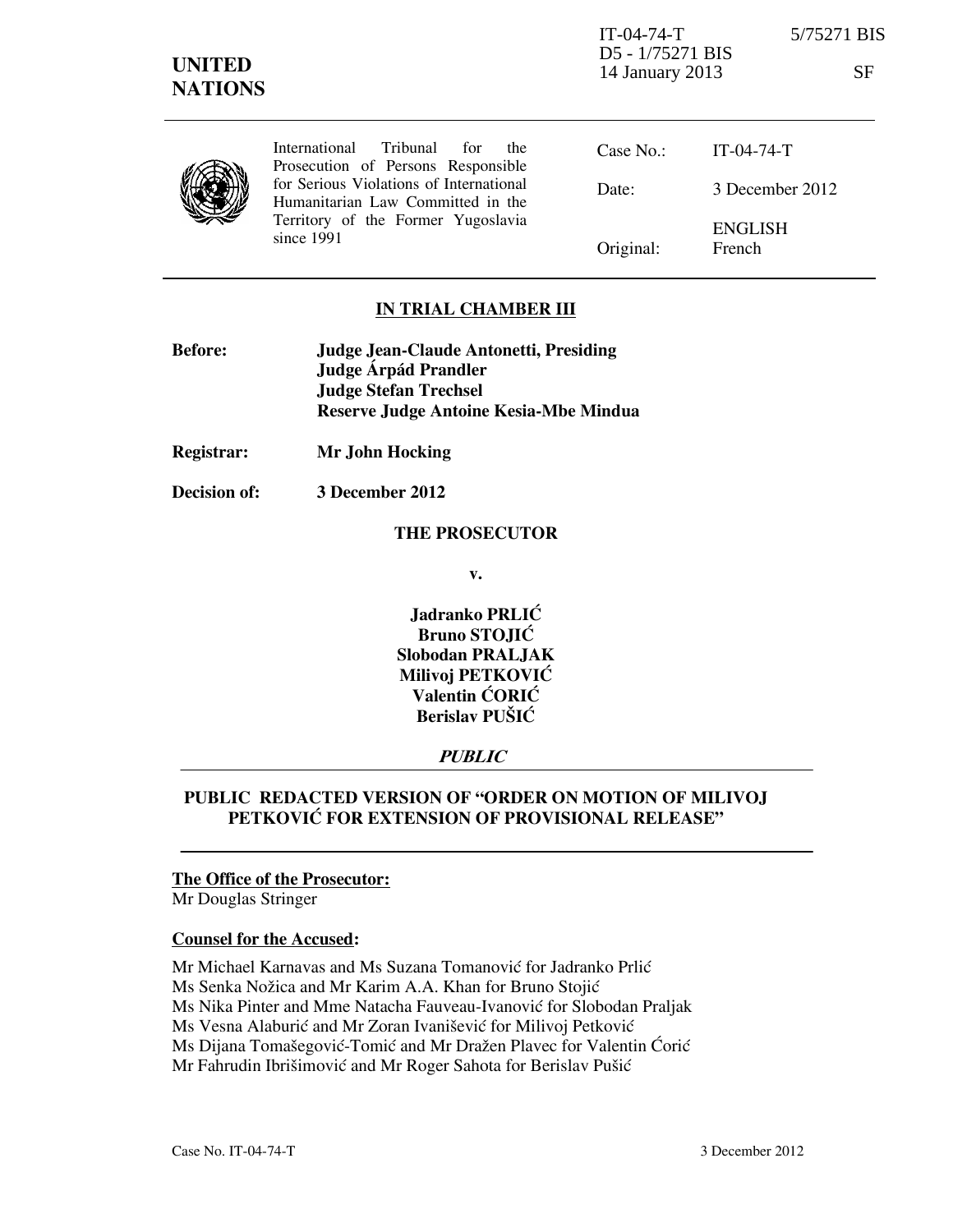IT-04-74-T 5/75271 BIS
D5 - 1/75271 BIS
14 January 2013 SF

**UNITED NATIONS**

International Tribunal for the Prosecution of Persons Responsible for Serious Violations of International Humanitarian Law Committed in the Territory of the Former Yugoslavia since 1991

| | |
|---|---|
| Case No.: | IT-04-74-T |
| Date: | 3 December 2012 |
| Original: | ENGLISH French |

## IN TRIAL CHAMBER III

**Before:** **Judge Jean-Claude Antonetti, Presiding**
**Judge Árpád Prandler**
**Judge Stefan Trechsel**
**Reserve Judge Antoine Kesia-Mbe Mindua**

**Registrar:** **Mr John Hocking**

**Decision of:** **3 December 2012**

**THE PROSECUTOR**

**v.**

**Jadranko PRLIĆ**
**Bruno STOJIĆ**
**Slobodan PRALJAK**
**Milivoj PETKOVIĆ**
**Valentin ĆORIĆ**
**Berislav PUŠIĆ**

***PUBLIC***

## PUBLIC REDACTED VERSION OF "ORDER ON MOTION OF MILIVOJ PETKOVIĆ FOR EXTENSION OF PROVISIONAL RELEASE"

**The Office of the Prosecutor:**
Mr Douglas Stringer

**Counsel for the Accused:**

Mr Michael Karnavas and Ms Suzana Tomanović for Jadranko Prlić
Ms Senka Nožica and Mr Karim A.A. Khan for Bruno Stojić
Ms Nika Pinter and Mme Natacha Fauveau-Ivanović for Slobodan Praljak
Ms Vesna Alaburić and Mr Zoran Ivanišević for Milivoj Petković
Ms Dijana Tomašegović-Tomić and Mr Dražen Plavec for Valentin Ćorić
Mr Fahrudin Ibrišimović and Mr Roger Sahota for Berislav Pušić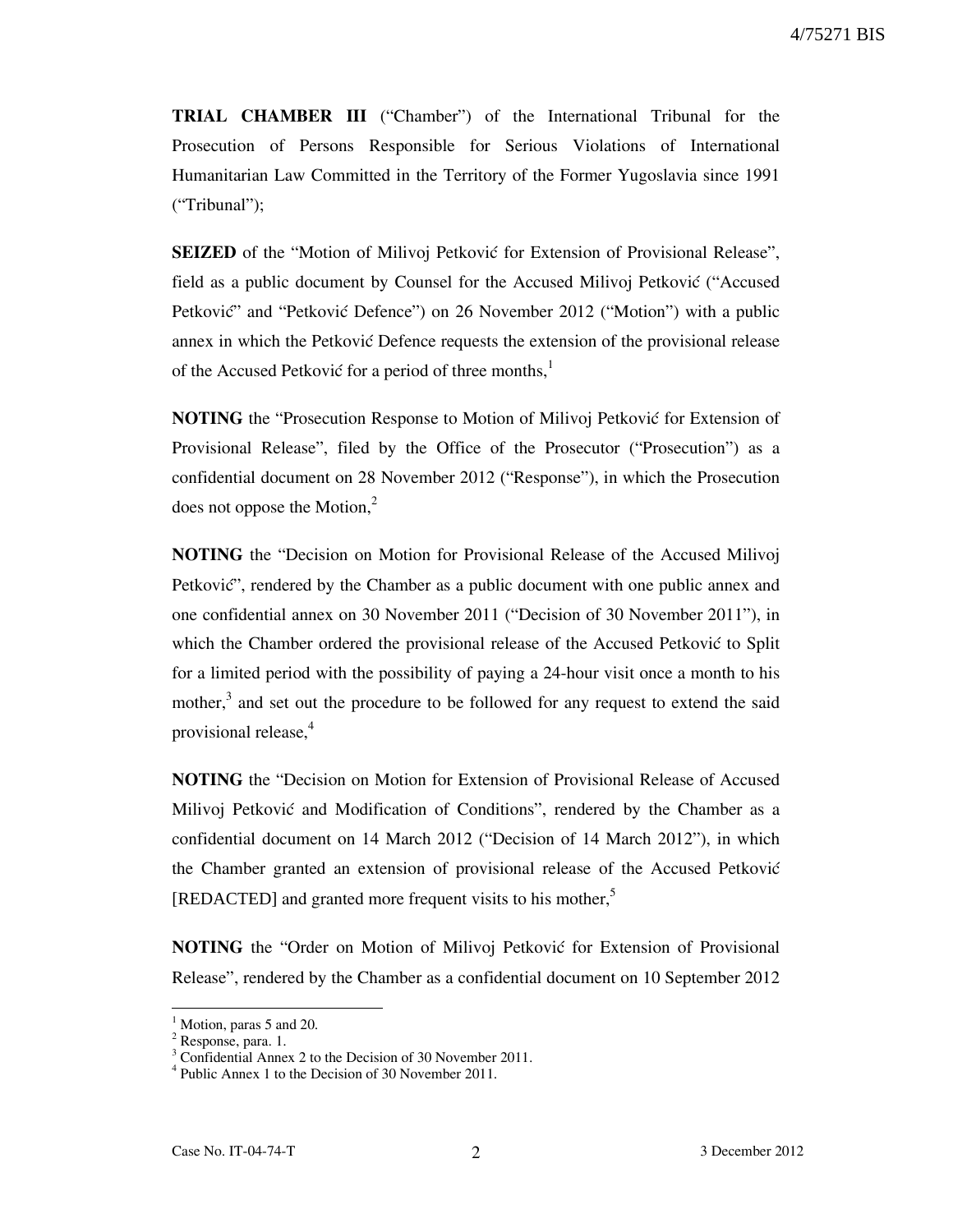**TRIAL CHAMBER III** ("Chamber") of the International Tribunal for the Prosecution of Persons Responsible for Serious Violations of International Humanitarian Law Committed in the Territory of the Former Yugoslavia since 1991 ("Tribunal");

**SEIZED** of the "Motion of Milivoj Petković for Extension of Provisional Release", field as a public document by Counsel for the Accused Milivoj Petković ("Accused Petković" and "Petković Defence") on 26 November 2012 ("Motion") with a public annex in which the Petković Defence requests the extension of the provisional release of the Accused Petković for a period of three months,[1]

**NOTING** the "Prosecution Response to Motion of Milivoj Petković for Extension of Provisional Release", filed by the Office of the Prosecutor ("Prosecution") as a confidential document on 28 November 2012 ("Response"), in which the Prosecution does not oppose the Motion,[2]

**NOTING** the "Decision on Motion for Provisional Release of the Accused Milivoj Petković", rendered by the Chamber as a public document with one public annex and one confidential annex on 30 November 2011 ("Decision of 30 November 2011"), in which the Chamber ordered the provisional release of the Accused Petković to Split for a limited period with the possibility of paying a 24-hour visit once a month to his mother,[3] and set out the procedure to be followed for any request to extend the said provisional release,[4]

**NOTING** the "Decision on Motion for Extension of Provisional Release of Accused Milivoj Petković and Modification of Conditions", rendered by the Chamber as a confidential document on 14 March 2012 ("Decision of 14 March 2012"), in which the Chamber granted an extension of provisional release of the Accused Petković [REDACTED] and granted more frequent visits to his mother,[5]

**NOTING** the "Order on Motion of Milivoj Petković for Extension of Provisional Release", rendered by the Chamber as a confidential document on 10 September 2012

---

[1] Motion, paras 5 and 20.
[2] Response, para. 1.
[3] Confidential Annex 2 to the Decision of 30 November 2011.
[4] Public Annex 1 to the Decision of 30 November 2011.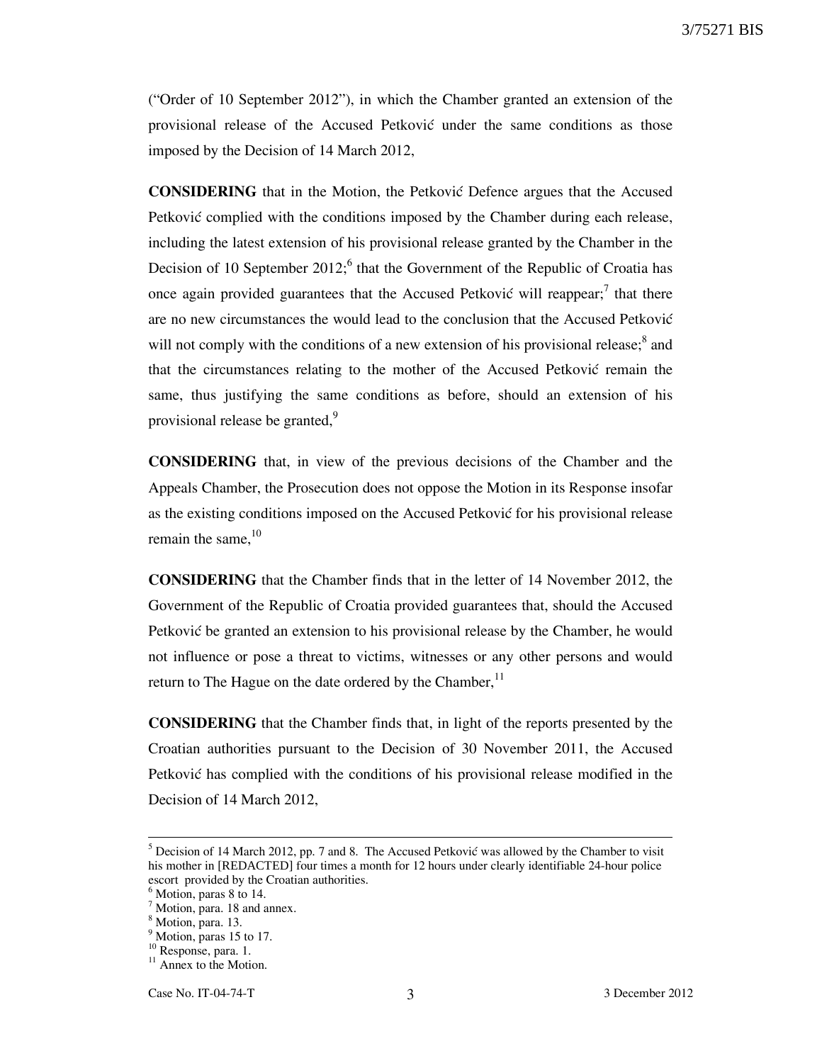("Order of 10 September 2012"), in which the Chamber granted an extension of the provisional release of the Accused Petković under the same conditions as those imposed by the Decision of 14 March 2012,

**CONSIDERING** that in the Motion, the Petković Defence argues that the Accused Petković complied with the conditions imposed by the Chamber during each release, including the latest extension of his provisional release granted by the Chamber in the Decision of 10 September 2012;[6] that the Government of the Republic of Croatia has once again provided guarantees that the Accused Petković will reappear;[7] that there are no new circumstances the would lead to the conclusion that the Accused Petković will not comply with the conditions of a new extension of his provisional release;[8] and that the circumstances relating to the mother of the Accused Petković remain the same, thus justifying the same conditions as before, should an extension of his provisional release be granted,[9]

**CONSIDERING** that, in view of the previous decisions of the Chamber and the Appeals Chamber, the Prosecution does not oppose the Motion in its Response insofar as the existing conditions imposed on the Accused Petković for his provisional release remain the same,[10]

**CONSIDERING** that the Chamber finds that in the letter of 14 November 2012, the Government of the Republic of Croatia provided guarantees that, should the Accused Petković be granted an extension to his provisional release by the Chamber, he would not influence or pose a threat to victims, witnesses or any other persons and would return to The Hague on the date ordered by the Chamber,[11]

**CONSIDERING** that the Chamber finds that, in light of the reports presented by the Croatian authorities pursuant to the Decision of 30 November 2011, the Accused Petković has complied with the conditions of his provisional release modified in the Decision of 14 March 2012,

---

[5] Decision of 14 March 2012, pp. 7 and 8. The Accused Petković was allowed by the Chamber to visit his mother in [REDACTED] four times a month for 12 hours under clearly identifiable 24-hour police escort provided by the Croatian authorities.

[6] Motion, paras 8 to 14.

[7] Motion, para. 18 and annex.

[8] Motion, para. 13.

[9] Motion, paras 15 to 17.

[10] Response, para. 1.

[11] Annex to the Motion.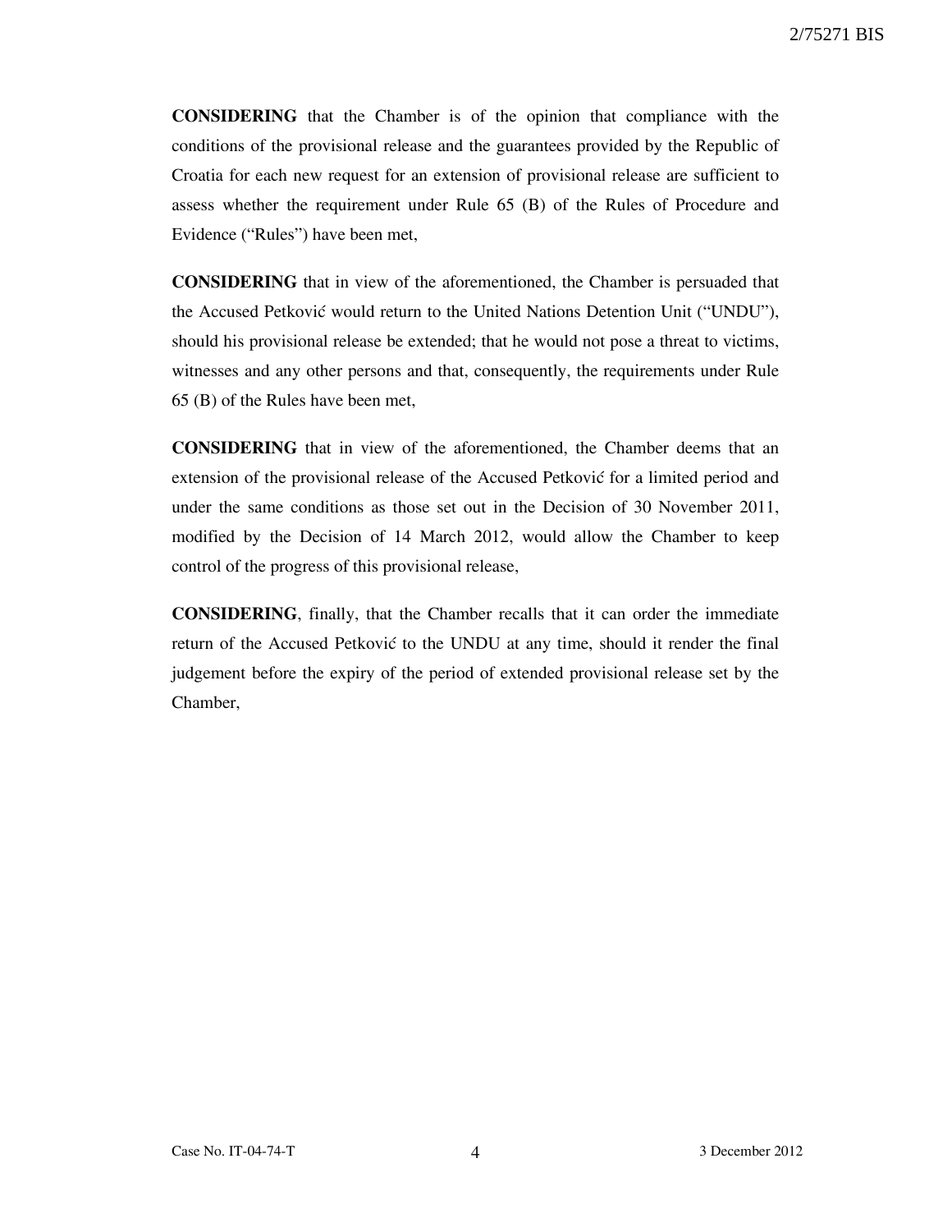**CONSIDERING** that the Chamber is of the opinion that compliance with the conditions of the provisional release and the guarantees provided by the Republic of Croatia for each new request for an extension of provisional release are sufficient to assess whether the requirement under Rule 65 (B) of the Rules of Procedure and Evidence ("Rules") have been met,

**CONSIDERING** that in view of the aforementioned, the Chamber is persuaded that the Accused Petković would return to the United Nations Detention Unit ("UNDU"), should his provisional release be extended; that he would not pose a threat to victims, witnesses and any other persons and that, consequently, the requirements under Rule 65 (B) of the Rules have been met,

**CONSIDERING** that in view of the aforementioned, the Chamber deems that an extension of the provisional release of the Accused Petković for a limited period and under the same conditions as those set out in the Decision of 30 November 2011, modified by the Decision of 14 March 2012, would allow the Chamber to keep control of the progress of this provisional release,

**CONSIDERING**, finally, that the Chamber recalls that it can order the immediate return of the Accused Petković to the UNDU at any time, should it render the final judgement before the expiry of the period of extended provisional release set by the Chamber,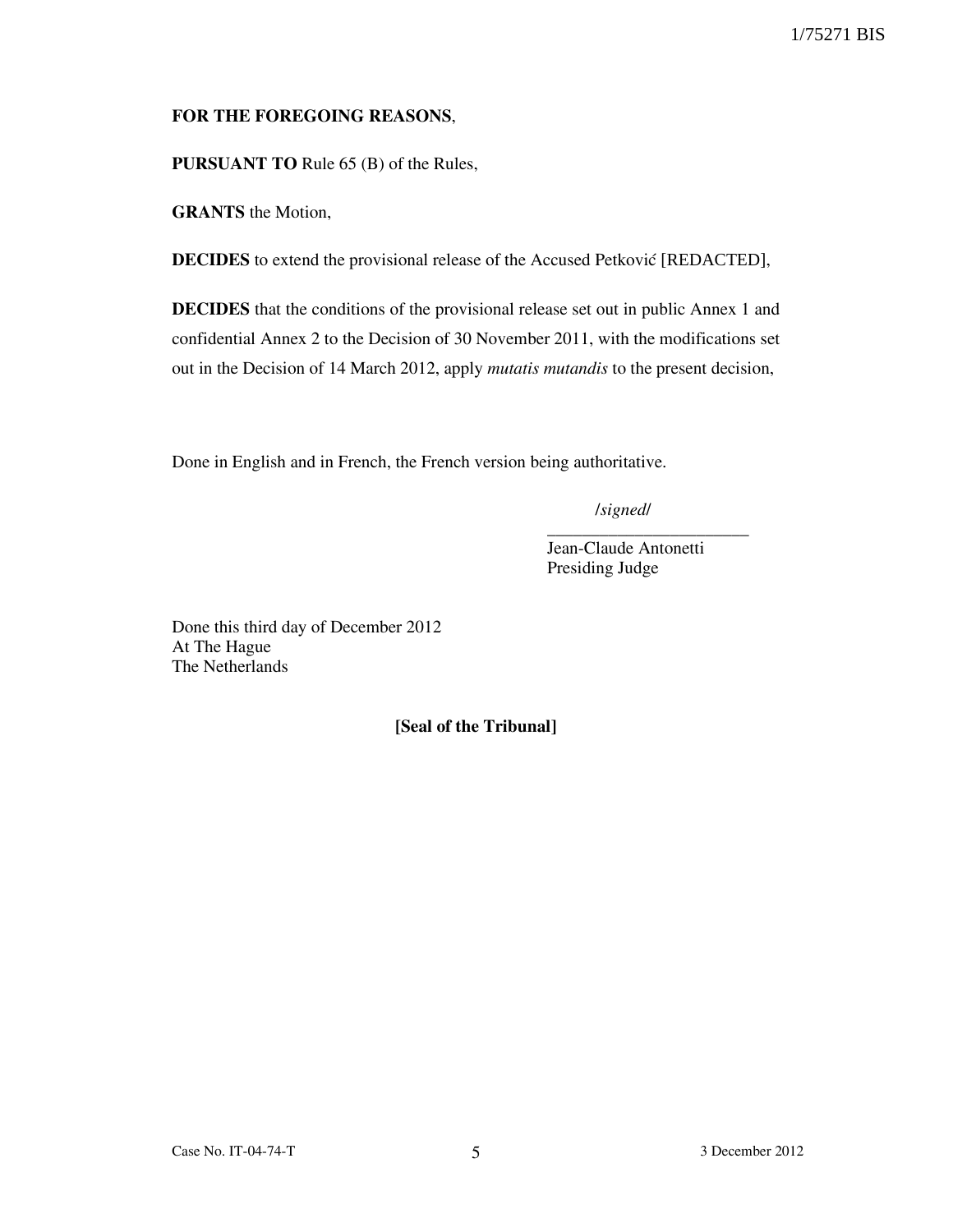**FOR THE FOREGOING REASONS**,

**PURSUANT TO** Rule 65 (B) of the Rules,

**GRANTS** the Motion,

**DECIDES** to extend the provisional release of the Accused Petković [REDACTED],

**DECIDES** that the conditions of the provisional release set out in public Annex 1 and confidential Annex 2 to the Decision of 30 November 2011, with the modifications set out in the Decision of 14 March 2012, apply *mutatis mutandis* to the present decision,

Done in English and in French, the French version being authoritative.

/*signed*/

_______________________

Jean-Claude Antonetti
Presiding Judge

Done this third day of December 2012
At The Hague
The Netherlands

**[Seal of the Tribunal]**